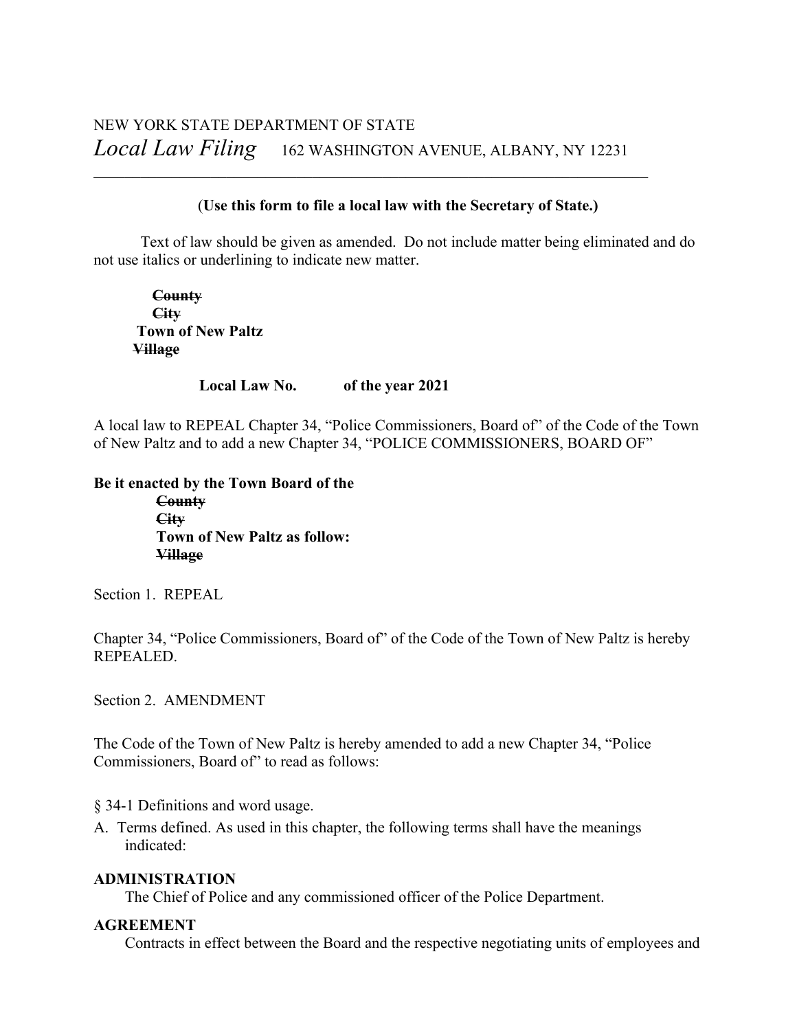NEW YORK STATE DEPARTMENT OF STATE

*Local Law Filing* 162 WASHINGTON AVENUE, ALBANY, NY 12231

---

**(Use this form to file a local law with the Secretary of State.)**

Text of law should be given as amended. Do not include matter being eliminated and do not use italics or underlining to indicate new matter.

~~**County**~~
~~**City**~~
**Town of New Paltz**
~~**Village**~~

**Local Law No. of the year 2021**

A local law to REPEAL Chapter 34, "Police Commissioners, Board of" of the Code of the Town of New Paltz and to add a new Chapter 34, "POLICE COMMISSIONERS, BOARD OF"

**Be it enacted by the Town Board of the**
~~**County**~~
~~**City**~~
**Town of New Paltz as follow:**
~~**Village**~~

Section 1. REPEAL

Chapter 34, "Police Commissioners, Board of" of the Code of the Town of New Paltz is hereby REPEALED.

Section 2. AMENDMENT

The Code of the Town of New Paltz is hereby amended to add a new Chapter 34, "Police Commissioners, Board of" to read as follows:

§ 34-1 Definitions and word usage.

A. Terms defined. As used in this chapter, the following terms shall have the meanings indicated:

**ADMINISTRATION**
The Chief of Police and any commissioned officer of the Police Department.

**AGREEMENT**
Contracts in effect between the Board and the respective negotiating units of employees and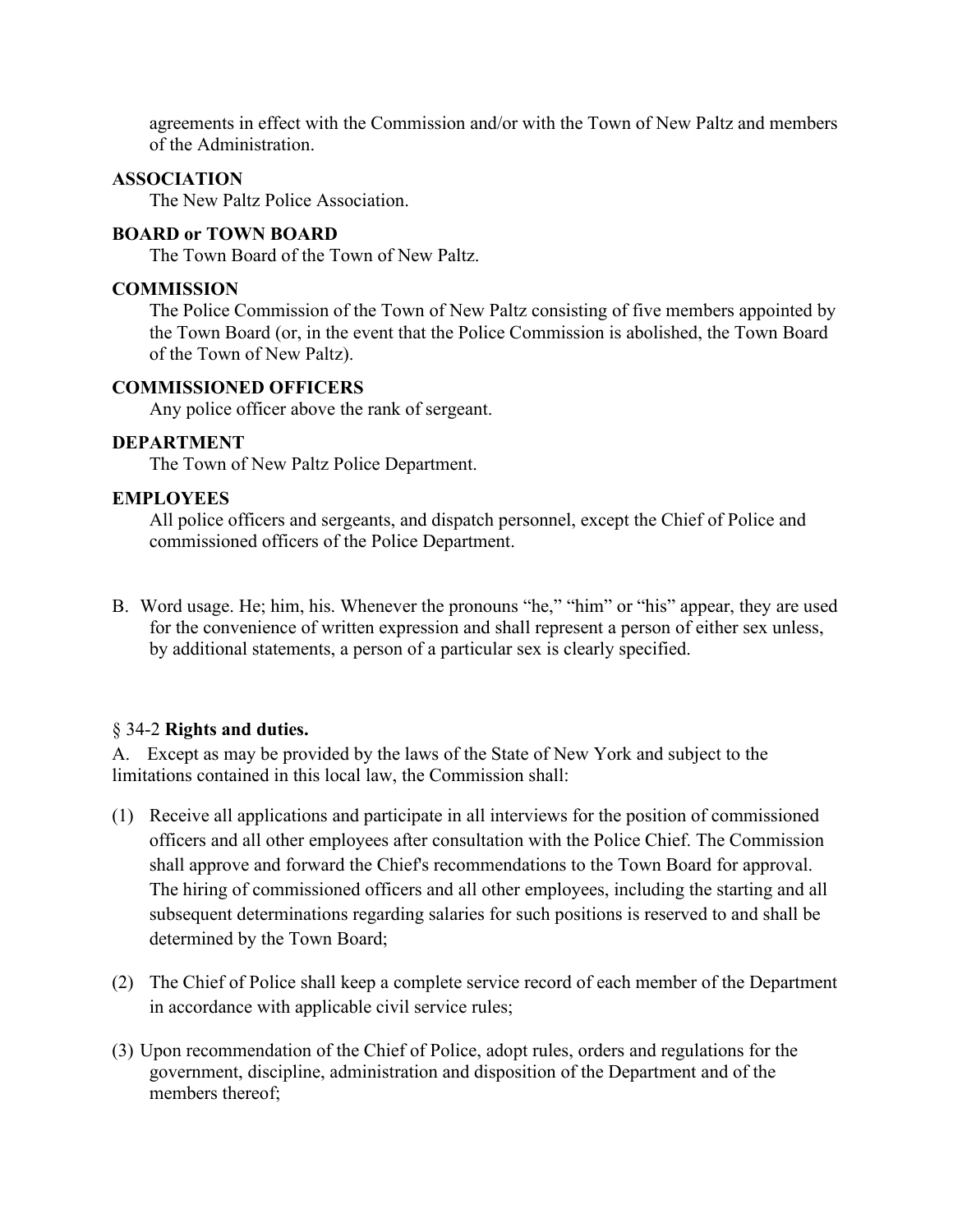agreements in effect with the Commission and/or with the Town of New Paltz and members of the Administration.

**ASSOCIATION**

The New Paltz Police Association.

**BOARD or TOWN BOARD**

The Town Board of the Town of New Paltz.

**COMMISSION**

The Police Commission of the Town of New Paltz consisting of five members appointed by the Town Board (or, in the event that the Police Commission is abolished, the Town Board of the Town of New Paltz).

**COMMISSIONED OFFICERS**

Any police officer above the rank of sergeant.

**DEPARTMENT**

The Town of New Paltz Police Department.

**EMPLOYEES**

All police officers and sergeants, and dispatch personnel, except the Chief of Police and commissioned officers of the Police Department.

B. Word usage. He; him, his. Whenever the pronouns "he," "him" or "his" appear, they are used for the convenience of written expression and shall represent a person of either sex unless, by additional statements, a person of a particular sex is clearly specified.

§ 34-2 **Rights and duties.**

A. Except as may be provided by the laws of the State of New York and subject to the limitations contained in this local law, the Commission shall:

(1) Receive all applications and participate in all interviews for the position of commissioned officers and all other employees after consultation with the Police Chief. The Commission shall approve and forward the Chief's recommendations to the Town Board for approval. The hiring of commissioned officers and all other employees, including the starting and all subsequent determinations regarding salaries for such positions is reserved to and shall be determined by the Town Board;

(2) The Chief of Police shall keep a complete service record of each member of the Department in accordance with applicable civil service rules;

(3) Upon recommendation of the Chief of Police, adopt rules, orders and regulations for the government, discipline, administration and disposition of the Department and of the members thereof;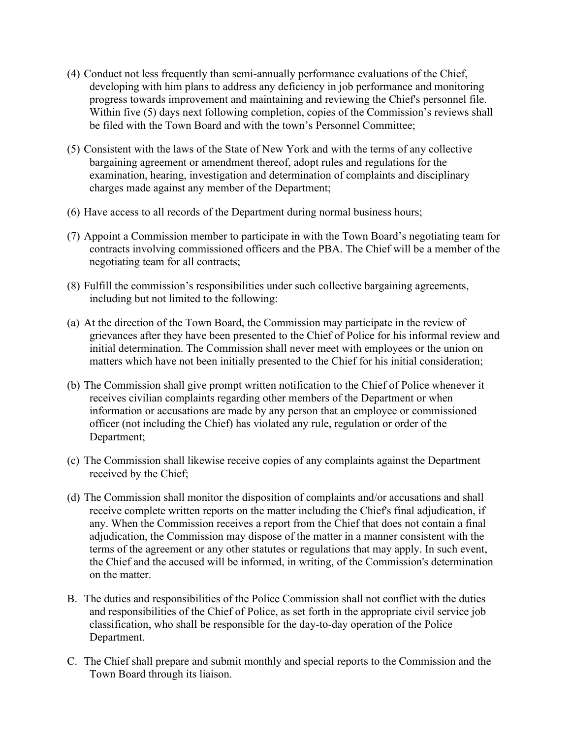(4) Conduct not less frequently than semi-annually performance evaluations of the Chief, developing with him plans to address any deficiency in job performance and monitoring progress towards improvement and maintaining and reviewing the Chief's personnel file. Within five (5) days next following completion, copies of the Commission's reviews shall be filed with the Town Board and with the town's Personnel Committee;

(5) Consistent with the laws of the State of New York and with the terms of any collective bargaining agreement or amendment thereof, adopt rules and regulations for the examination, hearing, investigation and determination of complaints and disciplinary charges made against any member of the Department;

(6) Have access to all records of the Department during normal business hours;

(7) Appoint a Commission member to participate ~~in~~ with the Town Board's negotiating team for contracts involving commissioned officers and the PBA. The Chief will be a member of the negotiating team for all contracts;

(8) Fulfill the commission's responsibilities under such collective bargaining agreements, including but not limited to the following:

(a) At the direction of the Town Board, the Commission may participate in the review of grievances after they have been presented to the Chief of Police for his informal review and initial determination. The Commission shall never meet with employees or the union on matters which have not been initially presented to the Chief for his initial consideration;

(b) The Commission shall give prompt written notification to the Chief of Police whenever it receives civilian complaints regarding other members of the Department or when information or accusations are made by any person that an employee or commissioned officer (not including the Chief) has violated any rule, regulation or order of the Department;

(c) The Commission shall likewise receive copies of any complaints against the Department received by the Chief;

(d) The Commission shall monitor the disposition of complaints and/or accusations and shall receive complete written reports on the matter including the Chief's final adjudication, if any. When the Commission receives a report from the Chief that does not contain a final adjudication, the Commission may dispose of the matter in a manner consistent with the terms of the agreement or any other statutes or regulations that may apply. In such event, the Chief and the accused will be informed, in writing, of the Commission's determination on the matter.

B. The duties and responsibilities of the Police Commission shall not conflict with the duties and responsibilities of the Chief of Police, as set forth in the appropriate civil service job classification, who shall be responsible for the day-to-day operation of the Police Department.

C. The Chief shall prepare and submit monthly and special reports to the Commission and the Town Board through its liaison.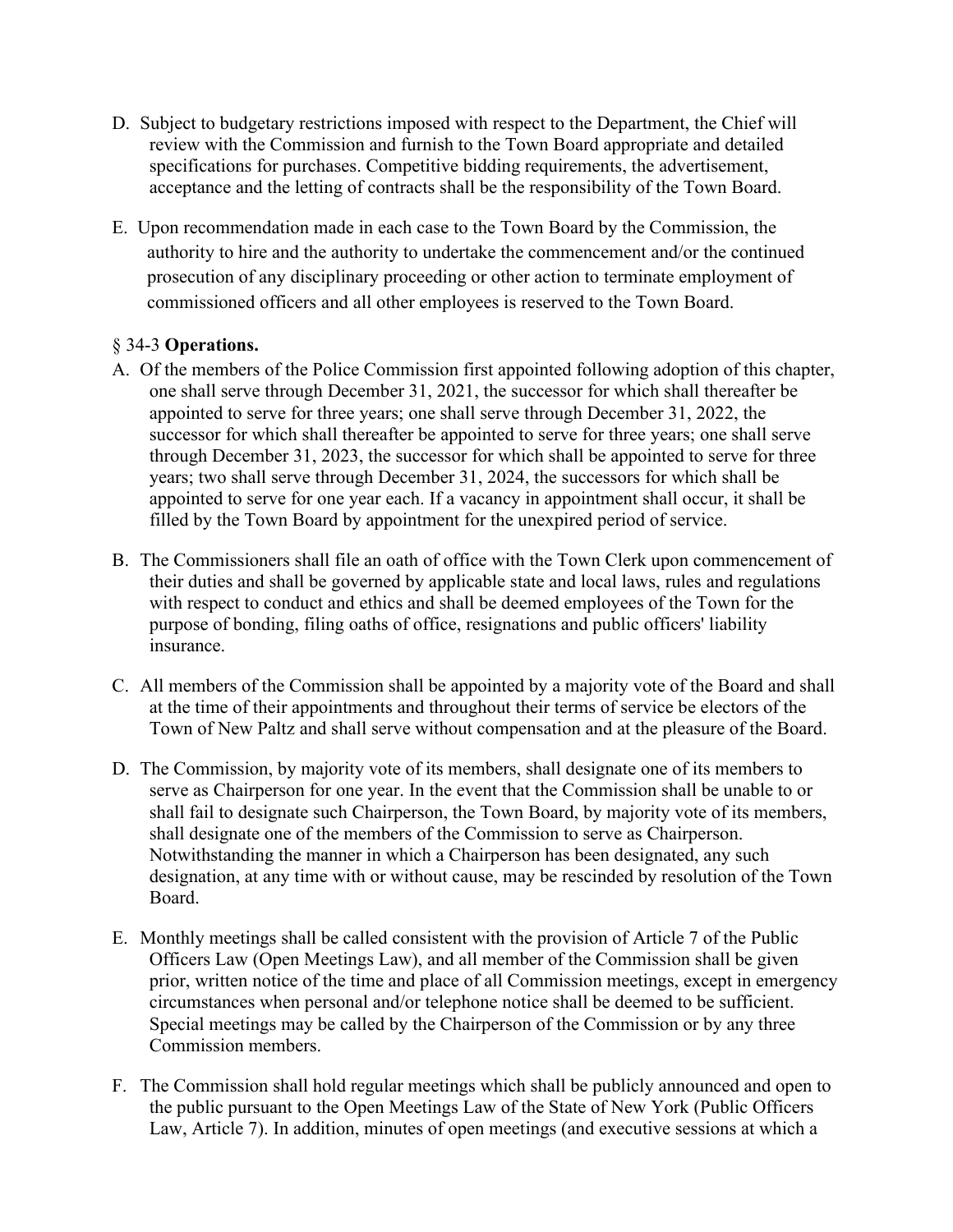D. Subject to budgetary restrictions imposed with respect to the Department, the Chief will review with the Commission and furnish to the Town Board appropriate and detailed specifications for purchases. Competitive bidding requirements, the advertisement, acceptance and the letting of contracts shall be the responsibility of the Town Board.

E. Upon recommendation made in each case to the Town Board by the Commission, the authority to hire and the authority to undertake the commencement and/or the continued prosecution of any disciplinary proceeding or other action to terminate employment of commissioned officers and all other employees is reserved to the Town Board.

§ 34-3 **Operations.**

A. Of the members of the Police Commission first appointed following adoption of this chapter, one shall serve through December 31, 2021, the successor for which shall thereafter be appointed to serve for three years; one shall serve through December 31, 2022, the successor for which shall thereafter be appointed to serve for three years; one shall serve through December 31, 2023, the successor for which shall be appointed to serve for three years; two shall serve through December 31, 2024, the successors for which shall be appointed to serve for one year each. If a vacancy in appointment shall occur, it shall be filled by the Town Board by appointment for the unexpired period of service.

B. The Commissioners shall file an oath of office with the Town Clerk upon commencement of their duties and shall be governed by applicable state and local laws, rules and regulations with respect to conduct and ethics and shall be deemed employees of the Town for the purpose of bonding, filing oaths of office, resignations and public officers' liability insurance.

C. All members of the Commission shall be appointed by a majority vote of the Board and shall at the time of their appointments and throughout their terms of service be electors of the Town of New Paltz and shall serve without compensation and at the pleasure of the Board.

D. The Commission, by majority vote of its members, shall designate one of its members to serve as Chairperson for one year. In the event that the Commission shall be unable to or shall fail to designate such Chairperson, the Town Board, by majority vote of its members, shall designate one of the members of the Commission to serve as Chairperson. Notwithstanding the manner in which a Chairperson has been designated, any such designation, at any time with or without cause, may be rescinded by resolution of the Town Board.

E. Monthly meetings shall be called consistent with the provision of Article 7 of the Public Officers Law (Open Meetings Law), and all member of the Commission shall be given prior, written notice of the time and place of all Commission meetings, except in emergency circumstances when personal and/or telephone notice shall be deemed to be sufficient. Special meetings may be called by the Chairperson of the Commission or by any three Commission members.

F. The Commission shall hold regular meetings which shall be publicly announced and open to the public pursuant to the Open Meetings Law of the State of New York (Public Officers Law, Article 7). In addition, minutes of open meetings (and executive sessions at which a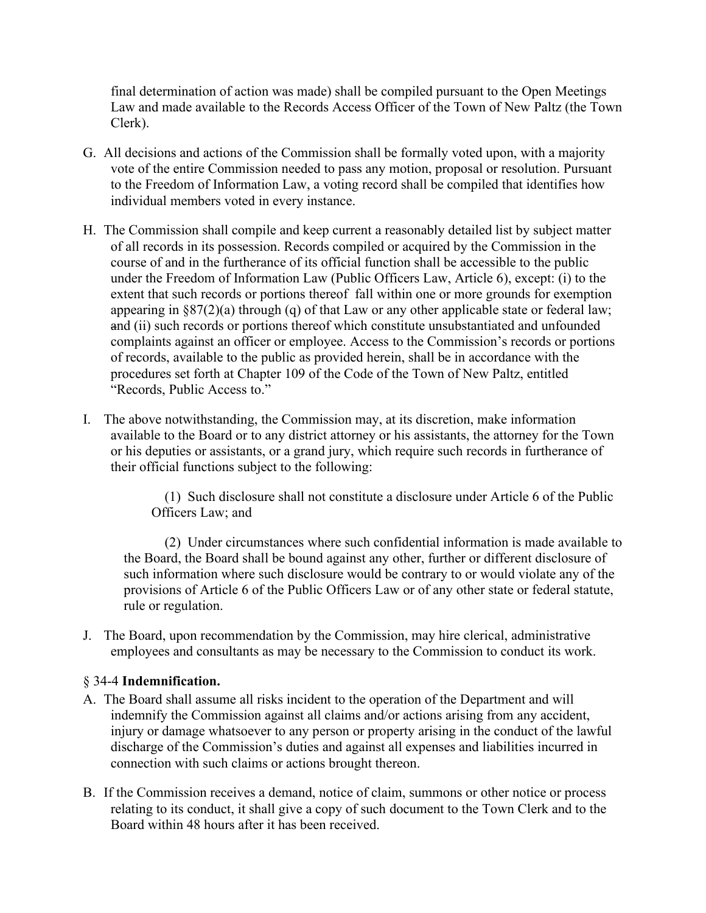final determination of action was made) shall be compiled pursuant to the Open Meetings Law and made available to the Records Access Officer of the Town of New Paltz (the Town Clerk).

G. All decisions and actions of the Commission shall be formally voted upon, with a majority vote of the entire Commission needed to pass any motion, proposal or resolution. Pursuant to the Freedom of Information Law, a voting record shall be compiled that identifies how individual members voted in every instance.

H. The Commission shall compile and keep current a reasonably detailed list by subject matter of all records in its possession. Records compiled or acquired by the Commission in the course of and in the furtherance of its official function shall be accessible to the public under the Freedom of Information Law (Public Officers Law, Article 6), except: (i) to the extent that such records or portions thereof fall within one or more grounds for exemption appearing in §87(2)(a) through (q) of that Law or any other applicable state or federal law; ~~an~~d (ii) such records or portions thereof which constitute unsubstantiated and unfounded complaints against an officer or employee. Access to the Commission's records or portions of records, available to the public as provided herein, shall be in accordance with the procedures set forth at Chapter 109 of the Code of the Town of New Paltz, entitled "Records, Public Access to."

I. The above notwithstanding, the Commission may, at its discretion, make information available to the Board or to any district attorney or his assistants, the attorney for the Town or his deputies or assistants, or a grand jury, which require such records in furtherance of their official functions subject to the following:

(1) Such disclosure shall not constitute a disclosure under Article 6 of the Public Officers Law; and

(2) Under circumstances where such confidential information is made available to the Board, the Board shall be bound against any other, further or different disclosure of such information where such disclosure would be contrary to or would violate any of the provisions of Article 6 of the Public Officers Law or of any other state or federal statute, rule or regulation.

J. The Board, upon recommendation by the Commission, may hire clerical, administrative employees and consultants as may be necessary to the Commission to conduct its work.

§ 34-4 **Indemnification.**

A. The Board shall assume all risks incident to the operation of the Department and will indemnify the Commission against all claims and/or actions arising from any accident, injury or damage whatsoever to any person or property arising in the conduct of the lawful discharge of the Commission's duties and against all expenses and liabilities incurred in connection with such claims or actions brought thereon.

B. If the Commission receives a demand, notice of claim, summons or other notice or process relating to its conduct, it shall give a copy of such document to the Town Clerk and to the Board within 48 hours after it has been received.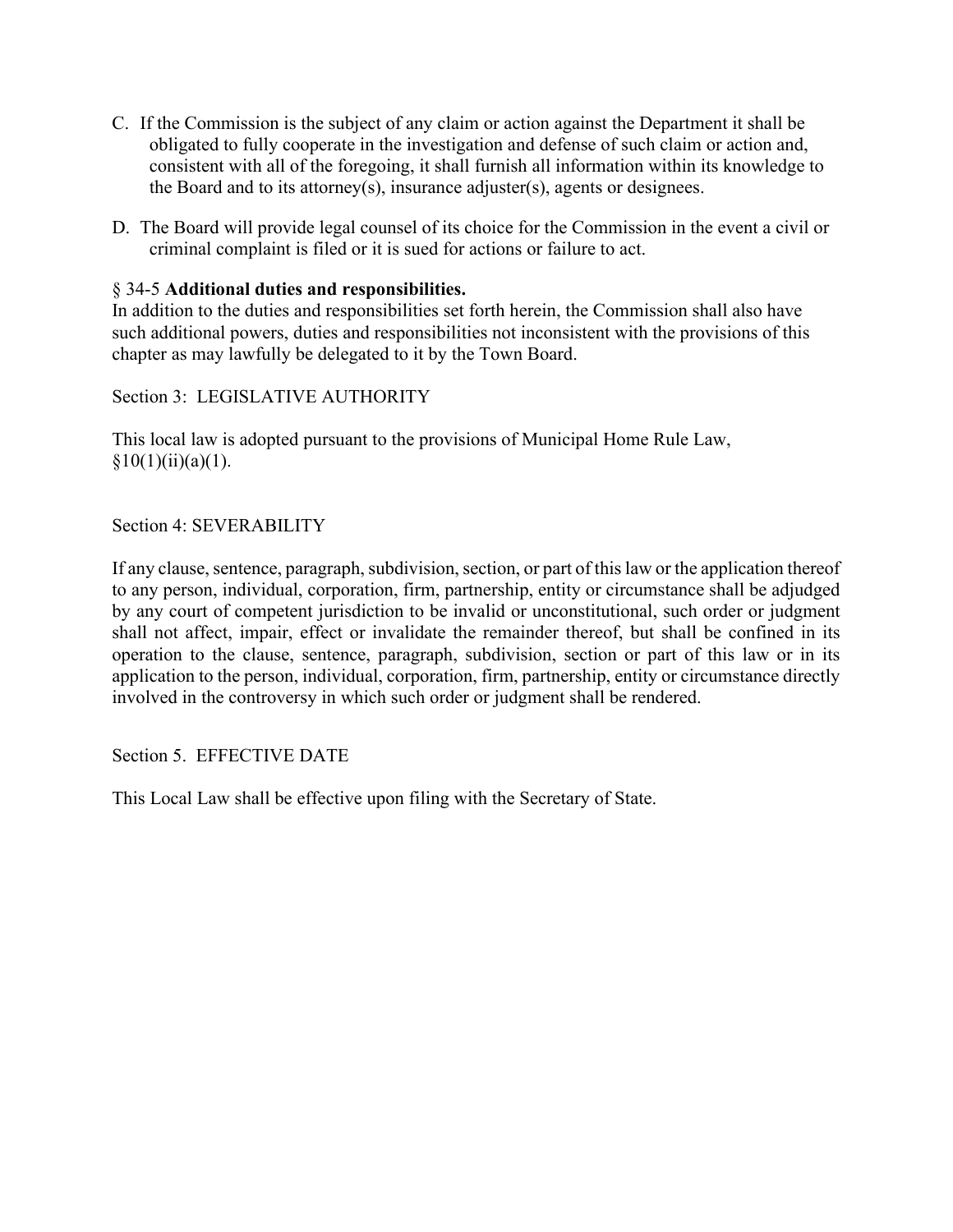C. If the Commission is the subject of any claim or action against the Department it shall be obligated to fully cooperate in the investigation and defense of such claim or action and, consistent with all of the foregoing, it shall furnish all information within its knowledge to the Board and to its attorney(s), insurance adjuster(s), agents or designees.

D. The Board will provide legal counsel of its choice for the Commission in the event a civil or criminal complaint is filed or it is sued for actions or failure to act.

§ 34-5 **Additional duties and responsibilities.**
In addition to the duties and responsibilities set forth herein, the Commission shall also have such additional powers, duties and responsibilities not inconsistent with the provisions of this chapter as may lawfully be delegated to it by the Town Board.

Section 3: LEGISLATIVE AUTHORITY

This local law is adopted pursuant to the provisions of Municipal Home Rule Law, §10(1)(ii)(a)(1).

Section 4: SEVERABILITY

If any clause, sentence, paragraph, subdivision, section, or part of this law or the application thereof to any person, individual, corporation, firm, partnership, entity or circumstance shall be adjudged by any court of competent jurisdiction to be invalid or unconstitutional, such order or judgment shall not affect, impair, effect or invalidate the remainder thereof, but shall be confined in its operation to the clause, sentence, paragraph, subdivision, section or part of this law or in its application to the person, individual, corporation, firm, partnership, entity or circumstance directly involved in the controversy in which such order or judgment shall be rendered.

Section 5. EFFECTIVE DATE

This Local Law shall be effective upon filing with the Secretary of State.